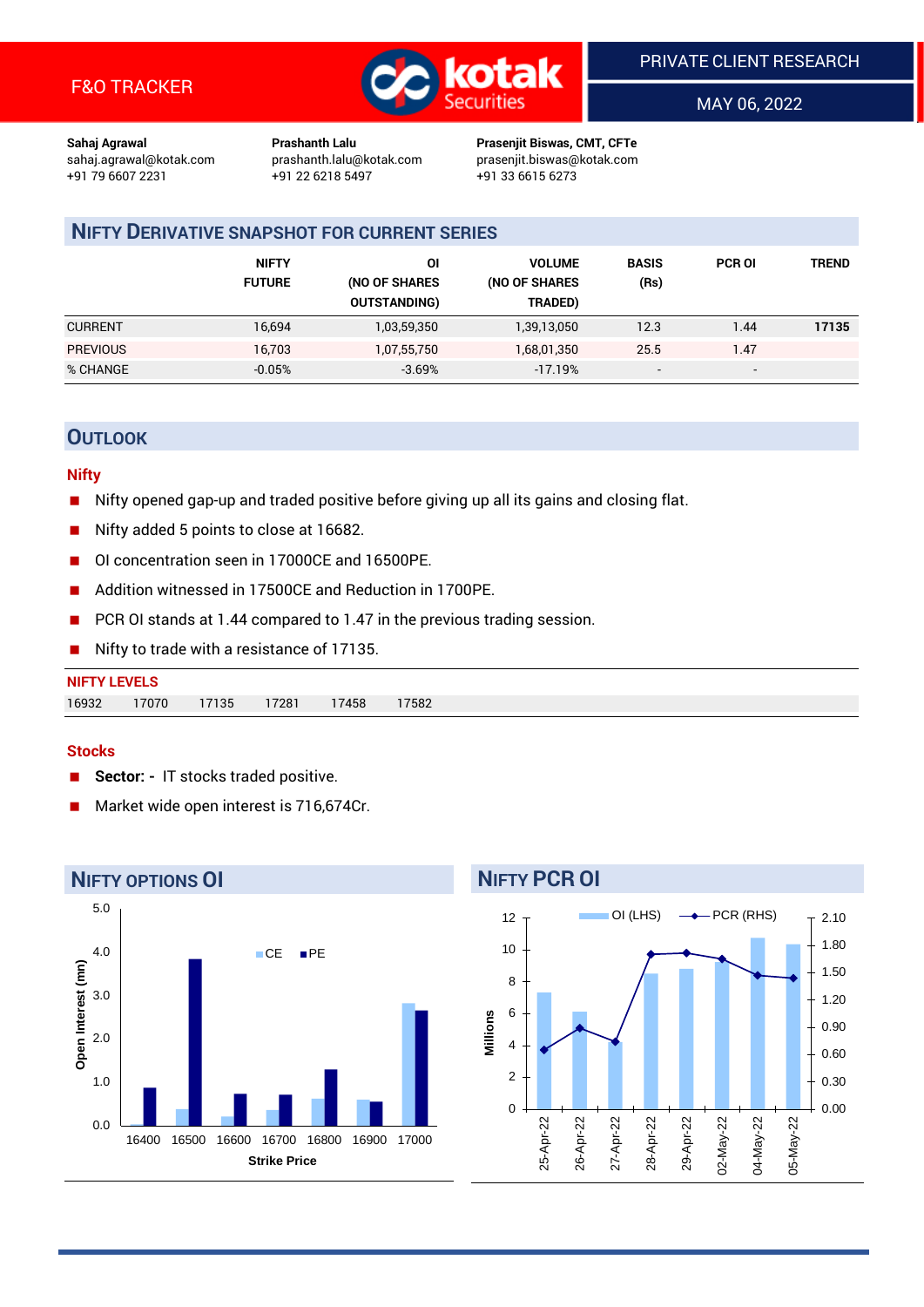F&O TRACKER

PRIVATE CLIENT RESEARCH

MAY 06, 2022

**Sahaj Agrawal**
sahaj.agrawal@kotak.com
+91 79 6607 2231

**Prashanth Lalu**
prashanth.lalu@kotak.com
+91 22 6218 5497

**Prasenjit Biswas, CMT, CFTe**
prasenjit.biswas@kotak.com
+91 33 6615 6273

## NIFTY DERIVATIVE SNAPSHOT FOR CURRENT SERIES

| | NIFTY FUTURE | OI (NO OF SHARES OUTSTANDING) | VOLUME (NO OF SHARES TRADED) | BASIS (Rs) | PCR OI | TREND |
|---|---|---|---|---|---|---|
| CURRENT | 16,694 | 1,03,59,350 | 1,39,13,050 | 12.3 | 1.44 | **17135** |
| PREVIOUS | 16,703 | 1,07,55,750 | 1,68,01,350 | 25.5 | 1.47 | |
| % CHANGE | -0.05% | -3.69% | -17.19% | - | - | |

## OUTLOOK

### Nifty

- Nifty opened gap-up and traded positive before giving up all its gains and closing flat.
- Nifty added 5 points to close at 16682.
- OI concentration seen in 17000CE and 16500PE.
- Addition witnessed in 17500CE and Reduction in 1700PE.
- PCR OI stands at 1.44 compared to 1.47 in the previous trading session.
- Nifty to trade with a resistance of 17135.

**NIFTY LEVELS**

| 16932 | 17070 | 17135 | 17281 | 17458 | 17582 |
|---|---|---|---|---|---|

### Stocks

- **Sector: -** IT stocks traded positive.
- Market wide open interest is 716,674Cr.

## NIFTY OPTIONS OI

## NIFTY PCR OI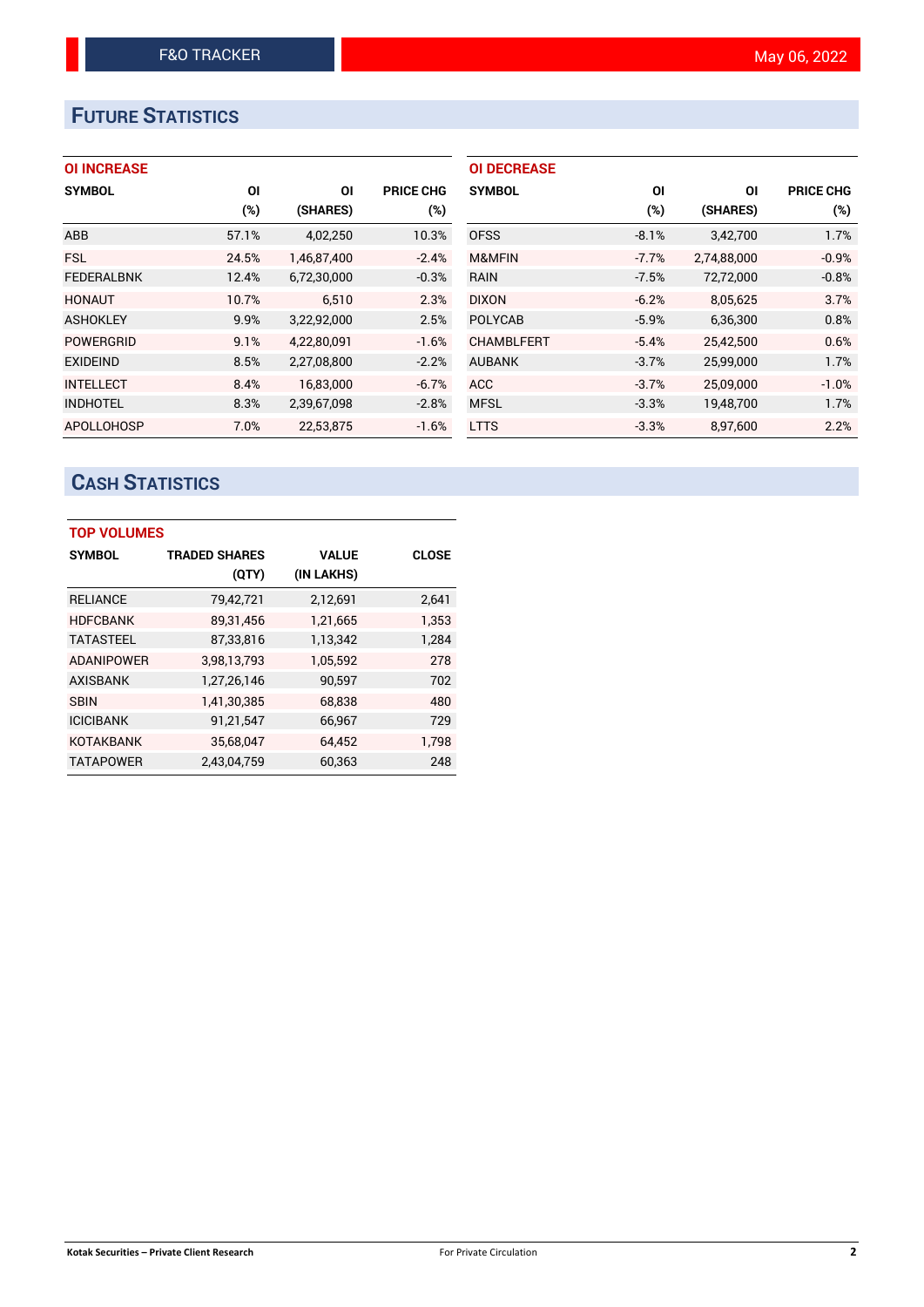# FUTURE STATISTICS

### OI INCREASE

| SYMBOL | OI (%) | OI (SHARES) | PRICE CHG (%) |
|---|---|---|---|
| ABB | 57.1% | 4,02,250 | 10.3% |
| FSL | 24.5% | 1,46,87,400 | -2.4% |
| FEDERALBNK | 12.4% | 6,72,30,000 | -0.3% |
| HONAUT | 10.7% | 6,510 | 2.3% |
| ASHOKLEY | 9.9% | 3,22,92,000 | 2.5% |
| POWERGRID | 9.1% | 4,22,80,091 | -1.6% |
| EXIDEIND | 8.5% | 2,27,08,800 | -2.2% |
| INTELLECT | 8.4% | 16,83,000 | -6.7% |
| INDHOTEL | 8.3% | 2,39,67,098 | -2.8% |
| APOLLOHOSP | 7.0% | 22,53,875 | -1.6% |

### OI DECREASE

| SYMBOL | OI (%) | OI (SHARES) | PRICE CHG (%) |
|---|---|---|---|
| OFSS | -8.1% | 3,42,700 | 1.7% |
| M&MFIN | -7.7% | 2,74,88,000 | -0.9% |
| RAIN | -7.5% | 72,72,000 | -0.8% |
| DIXON | -6.2% | 8,05,625 | 3.7% |
| POLYCAB | -5.9% | 6,36,300 | 0.8% |
| CHAMBLFERT | -5.4% | 25,42,500 | 0.6% |
| AUBANK | -3.7% | 25,99,000 | 1.7% |
| ACC | -3.7% | 25,09,000 | -1.0% |
| MFSL | -3.3% | 19,48,700 | 1.7% |
| LTTS | -3.3% | 8,97,600 | 2.2% |

# CASH STATISTICS

### TOP VOLUMES

| SYMBOL | TRADED SHARES (QTY) | VALUE (IN LAKHS) | CLOSE |
|---|---|---|---|
| RELIANCE | 79,42,721 | 2,12,691 | 2,641 |
| HDFCBANK | 89,31,456 | 1,21,665 | 1,353 |
| TATASTEEL | 87,33,816 | 1,13,342 | 1,284 |
| ADANIPOWER | 3,98,13,793 | 1,05,592 | 278 |
| AXISBANK | 1,27,26,146 | 90,597 | 702 |
| SBIN | 1,41,30,385 | 68,838 | 480 |
| ICICIBANK | 91,21,547 | 66,967 | 729 |
| KOTAKBANK | 35,68,047 | 64,452 | 1,798 |
| TATAPOWER | 2,43,04,759 | 60,363 | 248 |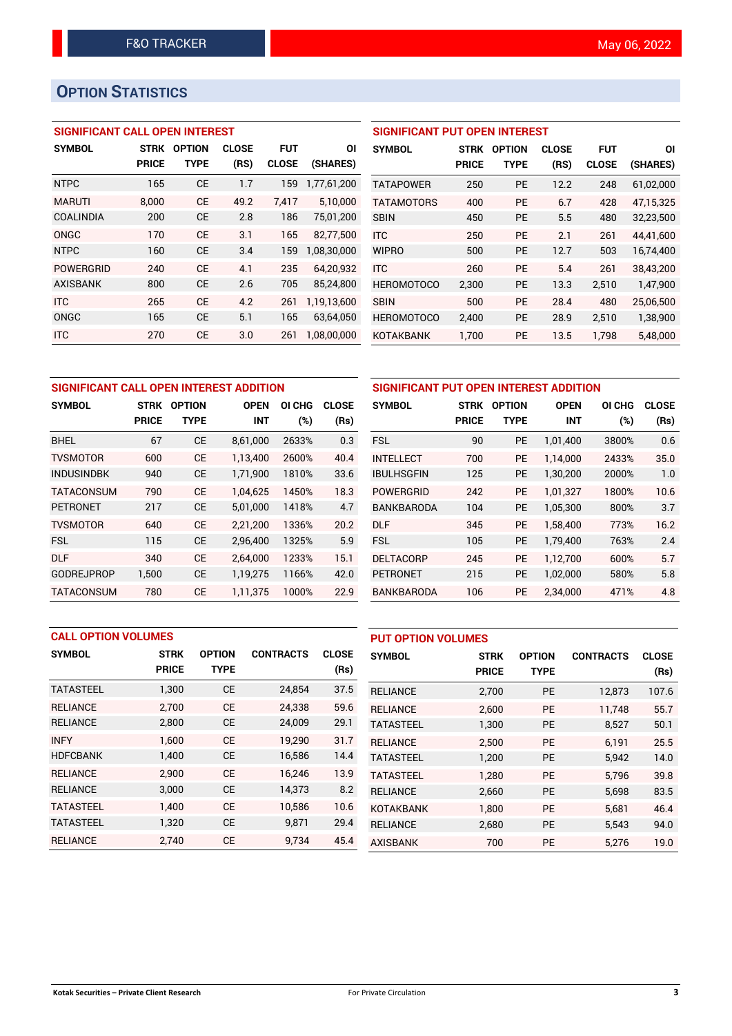# Option Statistics

## SIGNIFICANT CALL OPEN INTEREST

| SYMBOL | STRK PRICE | OPTION TYPE | CLOSE (RS) | FUT CLOSE | OI (SHARES) |
|---|---|---|---|---|---|
| NTPC | 165 | CE | 1.7 | 159 | 1,77,61,200 |
| MARUTI | 8,000 | CE | 49.2 | 7,417 | 5,10,000 |
| COALINDIA | 200 | CE | 2.8 | 186 | 75,01,200 |
| ONGC | 170 | CE | 3.1 | 165 | 82,77,500 |
| NTPC | 160 | CE | 3.4 | 159 | 1,08,30,000 |
| POWERGRID | 240 | CE | 4.1 | 235 | 64,20,932 |
| AXISBANK | 800 | CE | 2.6 | 705 | 85,24,800 |
| ITC | 265 | CE | 4.2 | 261 | 1,19,13,600 |
| ONGC | 165 | CE | 5.1 | 165 | 63,64,050 |
| ITC | 270 | CE | 3.0 | 261 | 1,08,00,000 |

## SIGNIFICANT PUT OPEN INTEREST

| SYMBOL | STRK PRICE | OPTION TYPE | CLOSE (RS) | FUT CLOSE | OI (SHARES) |
|---|---|---|---|---|---|
| TATAPOWER | 250 | PE | 12.2 | 248 | 61,02,000 |
| TATAMOTORS | 400 | PE | 6.7 | 428 | 47,15,325 |
| SBIN | 450 | PE | 5.5 | 480 | 32,23,500 |
| ITC | 250 | PE | 2.1 | 261 | 44,41,600 |
| WIPRO | 500 | PE | 12.7 | 503 | 16,74,400 |
| ITC | 260 | PE | 5.4 | 261 | 38,43,200 |
| HEROMOTOCO | 2,300 | PE | 13.3 | 2,510 | 1,47,900 |
| SBIN | 500 | PE | 28.4 | 480 | 25,06,500 |
| HEROMOTOCO | 2,400 | PE | 28.9 | 2,510 | 1,38,900 |
| KOTAKBANK | 1,700 | PE | 13.5 | 1,798 | 5,48,000 |

## SIGNIFICANT CALL OPEN INTEREST ADDITION

| SYMBOL | STRK PRICE | OPTION TYPE | OPEN INT | OI CHG (%) | CLOSE (Rs) |
|---|---|---|---|---|---|
| BHEL | 67 | CE | 8,61,000 | 2633% | 0.3 |
| TVSMOTOR | 600 | CE | 1,13,400 | 2600% | 40.4 |
| INDUSINDBK | 940 | CE | 1,71,900 | 1810% | 33.6 |
| TATACONSUM | 790 | CE | 1,04,625 | 1450% | 18.3 |
| PETRONET | 217 | CE | 5,01,000 | 1418% | 4.7 |
| TVSMOTOR | 640 | CE | 2,21,200 | 1336% | 20.2 |
| FSL | 115 | CE | 2,96,400 | 1325% | 5.9 |
| DLF | 340 | CE | 2,64,000 | 1233% | 15.1 |
| GODREJPROP | 1,500 | CE | 1,19,275 | 1166% | 42.0 |
| TATACONSUM | 780 | CE | 1,11,375 | 1000% | 22.9 |

## SIGNIFICANT PUT OPEN INTEREST ADDITION

| SYMBOL | STRK PRICE | OPTION TYPE | OPEN INT | OI CHG (%) | CLOSE (Rs) |
|---|---|---|---|---|---|
| FSL | 90 | PE | 1,01,400 | 3800% | 0.6 |
| INTELLECT | 700 | PE | 1,14,000 | 2433% | 35.0 |
| IBULHSGFIN | 125 | PE | 1,30,200 | 2000% | 1.0 |
| POWERGRID | 242 | PE | 1,01,327 | 1800% | 10.6 |
| BANKBARODA | 104 | PE | 1,05,300 | 800% | 3.7 |
| DLF | 345 | PE | 1,58,400 | 773% | 16.2 |
| FSL | 105 | PE | 1,79,400 | 763% | 2.4 |
| DELTACORP | 245 | PE | 1,12,700 | 600% | 5.7 |
| PETRONET | 215 | PE | 1,02,000 | 580% | 5.8 |
| BANKBARODA | 106 | PE | 2,34,000 | 471% | 4.8 |

## CALL OPTION VOLUMES

| SYMBOL | STRK PRICE | OPTION TYPE | CONTRACTS | CLOSE (Rs) |
|---|---|---|---|---|
| TATASTEEL | 1,300 | CE | 24,854 | 37.5 |
| RELIANCE | 2,700 | CE | 24,338 | 59.6 |
| RELIANCE | 2,800 | CE | 24,009 | 29.1 |
| INFY | 1,600 | CE | 19,290 | 31.7 |
| HDFCBANK | 1,400 | CE | 16,586 | 14.4 |
| RELIANCE | 2,900 | CE | 16,246 | 13.9 |
| RELIANCE | 3,000 | CE | 14,373 | 8.2 |
| TATASTEEL | 1,400 | CE | 10,586 | 10.6 |
| TATASTEEL | 1,320 | CE | 9,871 | 29.4 |
| RELIANCE | 2,740 | CE | 9,734 | 45.4 |

## PUT OPTION VOLUMES

| SYMBOL | STRK PRICE | OPTION TYPE | CONTRACTS | CLOSE (Rs) |
|---|---|---|---|---|
| RELIANCE | 2,700 | PE | 12,873 | 107.6 |
| RELIANCE | 2,600 | PE | 11,748 | 55.7 |
| TATASTEEL | 1,300 | PE | 8,527 | 50.1 |
| RELIANCE | 2,500 | PE | 6,191 | 25.5 |
| TATASTEEL | 1,200 | PE | 5,942 | 14.0 |
| TATASTEEL | 1,280 | PE | 5,796 | 39.8 |
| RELIANCE | 2,660 | PE | 5,698 | 83.5 |
| KOTAKBANK | 1,800 | PE | 5,681 | 46.4 |
| RELIANCE | 2,680 | PE | 5,543 | 94.0 |
| AXISBANK | 700 | PE | 5,276 | 19.0 |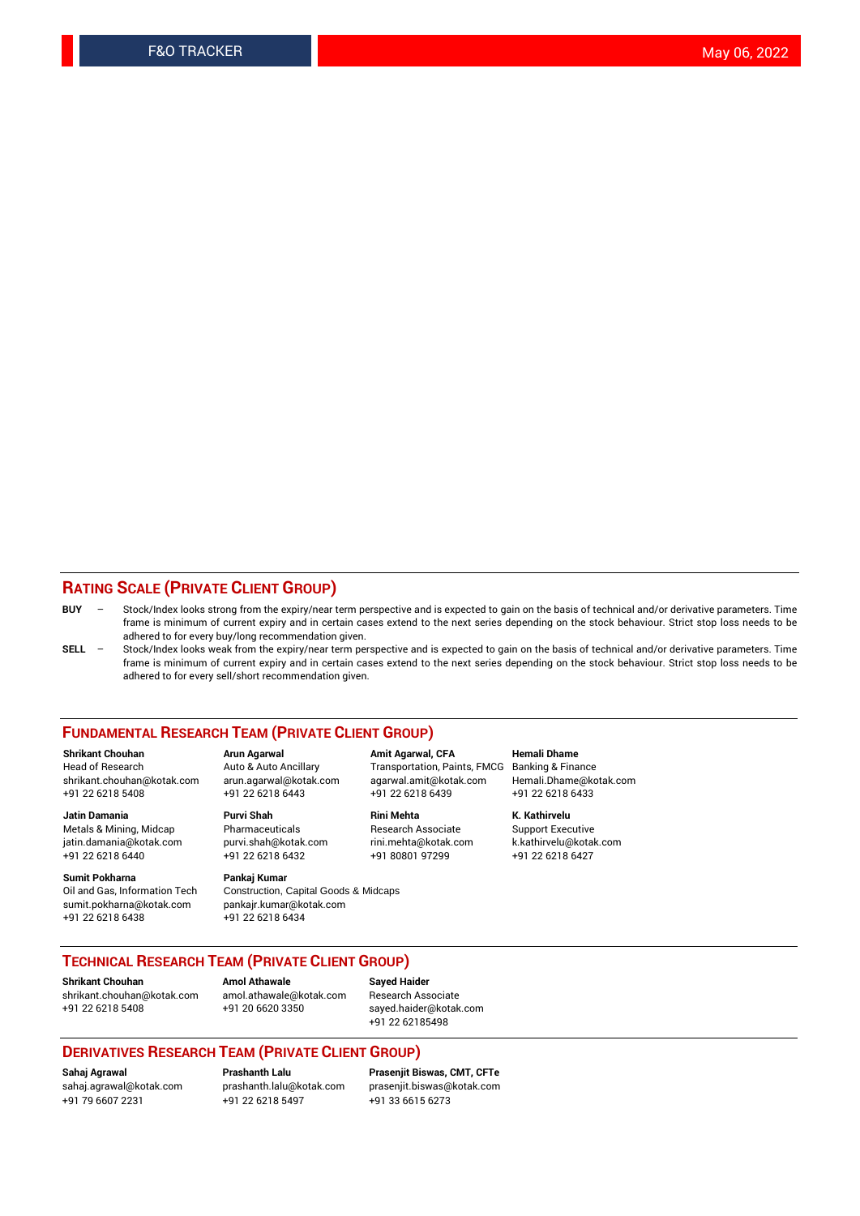## RATING SCALE (PRIVATE CLIENT GROUP)

**BUY** – Stock/Index looks strong from the expiry/near term perspective and is expected to gain on the basis of technical and/or derivative parameters. Time frame is minimum of current expiry and in certain cases extend to the next series depending on the stock behaviour. Strict stop loss needs to be adhered to for every buy/long recommendation given.

**SELL** – Stock/Index looks weak from the expiry/near term perspective and is expected to gain on the basis of technical and/or derivative parameters. Time frame is minimum of current expiry and in certain cases extend to the next series depending on the stock behaviour. Strict stop loss needs to be adhered to for every sell/short recommendation given.

## FUNDAMENTAL RESEARCH TEAM (PRIVATE CLIENT GROUP)

**Shrikant Chouhan**
Head of Research
shrikant.chouhan@kotak.com
+91 22 6218 5408

**Arun Agarwal**
Auto & Auto Ancillary
arun.agarwal@kotak.com
+91 22 6218 6443

**Amit Agarwal, CFA**
Transportation, Paints, FMCG
agarwal.amit@kotak.com
+91 22 6218 6439

**Hemali Dhame**
Banking & Finance
Hemali.Dhame@kotak.com
+91 22 6218 6433

**Jatin Damania**
Metals & Mining, Midcap
jatin.damania@kotak.com
+91 22 6218 6440

**Purvi Shah**
Pharmaceuticals
purvi.shah@kotak.com
+91 22 6218 6432

**Rini Mehta**
Research Associate
rini.mehta@kotak.com
+91 80801 97299

**K. Kathirvelu**
Support Executive
k.kathirvelu@kotak.com
+91 22 6218 6427

**Sumit Pokharna**
Oil and Gas, Information Tech
sumit.pokharna@kotak.com
+91 22 6218 6438

**Pankaj Kumar**
Construction, Capital Goods & Midcaps
pankajr.kumar@kotak.com
+91 22 6218 6434

## TECHNICAL RESEARCH TEAM (PRIVATE CLIENT GROUP)

**Shrikant Chouhan**
shrikant.chouhan@kotak.com
+91 22 6218 5408

**Amol Athawale**
amol.athawale@kotak.com
+91 20 6620 3350

**Sayed Haider**
Research Associate
sayed.haider@kotak.com
+91 22 62185498

## DERIVATIVES RESEARCH TEAM (PRIVATE CLIENT GROUP)

**Sahaj Agrawal**
sahaj.agrawal@kotak.com
+91 79 6607 2231

**Prashanth Lalu**
prashanth.lalu@kotak.com
+91 22 6218 5497

**Prasenjit Biswas, CMT, CFTe**
prasenjit.biswas@kotak.com
+91 33 6615 6273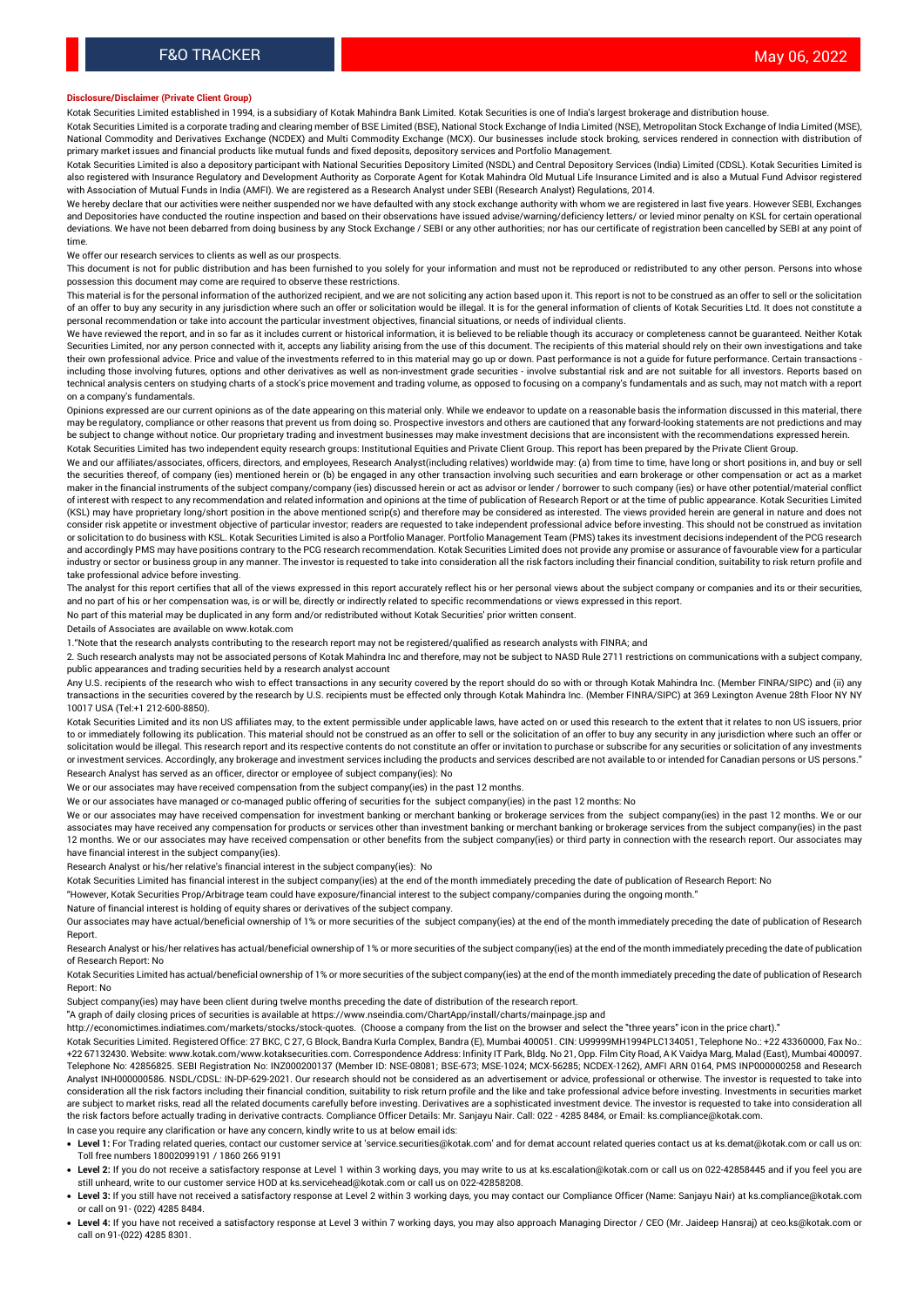**Disclosure/Disclaimer (Private Client Group)**

Kotak Securities Limited established in 1994, is a subsidiary of Kotak Mahindra Bank Limited. Kotak Securities is one of India's largest brokerage and distribution house.

Kotak Securities Limited is a corporate trading and clearing member of BSE Limited (BSE), National Stock Exchange of India Limited (NSE), Metropolitan Stock Exchange of India Limited (MSE), National Commodity and Derivatives Exchange (NCDEX) and Multi Commodity Exchange (MCX). Our businesses include stock broking, services rendered in connection with distribution of primary market issues and financial products like mutual funds and fixed deposits, depository services and Portfolio Management.

Kotak Securities Limited is also a depository participant with National Securities Depository Limited (NSDL) and Central Depository Services (India) Limited (CDSL). Kotak Securities Limited is also registered with Insurance Regulatory and Development Authority as Corporate Agent for Kotak Mahindra Old Mutual Life Insurance Limited and is also a Mutual Fund Advisor registered with Association of Mutual Funds in India (AMFI). We are registered as a Research Analyst under SEBI (Research Analyst) Regulations, 2014.

We hereby declare that our activities were neither suspended nor we have defaulted with any stock exchange authority with whom we are registered in last five years. However SEBI, Exchanges and Depositories have conducted the routine inspection and based on their observations have issued advise/warning/deficiency letters/ or levied minor penalty on KSL for certain operational deviations. We have not been debarred from doing business by any Stock Exchange / SEBI or any other authorities; nor has our certificate of registration been cancelled by SEBI at any point of time.

We offer our research services to clients as well as our prospects.

This document is not for public distribution and has been furnished to you solely for your information and must not be reproduced or redistributed to any other person. Persons into whose possession this document may come are required to observe these restrictions.

This material is for the personal information of the authorized recipient, and we are not soliciting any action based upon it. This report is not to be construed as an offer to sell or the solicitation of an offer to buy any security in any jurisdiction where such an offer or solicitation would be illegal. It is for the general information of clients of Kotak Securities Ltd. It does not constitute a personal recommendation or take into account the particular investment objectives, financial situations, or needs of individual clients.

We have reviewed the report, and in so far as it includes current or historical information, it is believed to be reliable though its accuracy or completeness cannot be guaranteed. Neither Kotak Securities Limited, nor any person connected with it, accepts any liability arising from the use of this document. The recipients of this material should rely on their own investigations and take their own professional advice. Price and value of the investments referred to in this material may go up or down. Past performance is not a guide for future performance. Certain transactions - including those involving futures, options and other derivatives as well as non-investment grade securities - involve substantial risk and are not suitable for all investors. Reports based on technical analysis centers on studying charts of a stock's price movement and trading volume, as opposed to focusing on a company's fundamentals and as such, may not match with a report on a company's fundamentals.

Opinions expressed are our current opinions as of the date appearing on this material only. While we endeavor to update on a reasonable basis the information discussed in this material, there may be regulatory, compliance or other reasons that prevent us from doing so. Prospective investors and others are cautioned that any forward-looking statements are not predictions and may be subject to change without notice. Our proprietary trading and investment businesses may make investment decisions that are inconsistent with the recommendations expressed herein.

Kotak Securities Limited has two independent equity research groups: Institutional Equities and Private Client Group. This report has been prepared by the Private Client Group.

We and our affiliates/associates, officers, directors, and employees, Research Analyst(including relatives) worldwide may: (a) from time to time, have long or short positions in, and buy or sell the securities thereof, of company (ies) mentioned herein or (b) be engaged in any other transaction involving such securities and earn brokerage or other compensation or act as a market maker in the financial instruments of the subject company/company (ies) discussed herein or act as advisor or lender / borrower to such company (ies) or have other potential/material conflict of interest with respect to any recommendation and related information and opinions at the time of publication of Research Report or at the time of public appearance. Kotak Securities Limited (KSL) may have proprietary long/short position in the above mentioned scrip(s) and therefore may be considered as interested. The views provided herein are general in nature and does not consider risk appetite or investment objective of particular investor; readers are requested to take independent professional advice before investing. This should not be construed as invitation or solicitation to do business with KSL. Kotak Securities Limited is also a Portfolio Manager. Portfolio Management Team (PMS) takes its investment decisions independent of the PCG research and accordingly PMS may have positions contrary to the PCG research recommendation. Kotak Securities Limited does not provide any promise or assurance of favourable view for a particular industry or sector or business group in any manner. The investor is requested to take into consideration all the risk factors including their financial condition, suitability to risk return profile and take professional advice before investing.

The analyst for this report certifies that all of the views expressed in this report accurately reflect his or her personal views about the subject company or companies and its or their securities, and no part of his or her compensation was, is or will be, directly or indirectly related to specific recommendations or views expressed in this report.

No part of this material may be duplicated in any form and/or redistributed without Kotak Securities' prior written consent.

Details of Associates are available on www.kotak.com

1."Note that the research analysts contributing to the research report may not be registered/qualified as research analysts with FINRA; and

2. Such research analysts may not be associated persons of Kotak Mahindra Inc and therefore, may not be subject to NASD Rule 2711 restrictions on communications with a subject company, public appearances and trading securities held by a research analyst account

Any U.S. recipients of the research who wish to effect transactions in any security covered by the report should do so with or through Kotak Mahindra Inc. (Member FINRA/SIPC) and (ii) any transactions in the securities covered by the research by U.S. recipients must be effected only through Kotak Mahindra Inc. (Member FINRA/SIPC) at 369 Lexington Avenue 28th Floor NY NY 10017 USA (Tel:+1 212-600-8850).

Kotak Securities Limited and its non US affiliates may, to the extent permissible under applicable laws, have acted on or used this research to the extent that it relates to non US issuers, prior to or immediately following its publication. This material should not be construed as an offer to sell or the solicitation of an offer to buy any security in any jurisdiction where such an offer or solicitation would be illegal. This research report and its respective contents do not constitute an offer or invitation to purchase or subscribe for any securities or solicitation of any investments or investment services. Accordingly, any brokerage and investment services including the products and services described are not available to or intended for Canadian persons or US persons."

Research Analyst has served as an officer, director or employee of subject company(ies): No

We or our associates may have received compensation from the subject company(ies) in the past 12 months.

We or our associates have managed or co-managed public offering of securities for the subject company(ies) in the past 12 months: No

We or our associates may have received compensation for investment banking or merchant banking or brokerage services from the subject company(ies) in the past 12 months. We or our associates may have received any compensation for products or services other than investment banking or merchant banking or brokerage services from the subject company(ies) in the past 12 months. We or our associates may have received compensation or other benefits from the subject company(ies) or third party in connection with the research report. Our associates may have financial interest in the subject company(ies).

Research Analyst or his/her relative's financial interest in the subject company(ies): No

Kotak Securities Limited has financial interest in the subject company(ies) at the end of the month immediately preceding the date of publication of Research Report: No

"However, Kotak Securities Prop/Arbitrage team could have exposure/financial interest to the subject company/companies during the ongoing month."

Nature of financial interest is holding of equity shares or derivatives of the subject company.

Our associates may have actual/beneficial ownership of 1% or more securities of the subject company(ies) at the end of the month immediately preceding the date of publication of Research Report.

Research Analyst or his/her relatives has actual/beneficial ownership of 1% or more securities of the subject company(ies) at the end of the month immediately preceding the date of publication of Research Report: No

Kotak Securities Limited has actual/beneficial ownership of 1% or more securities of the subject company(ies) at the end of the month immediately preceding the date of publication of Research Report: No

Subject company(ies) may have been client during twelve months preceding the date of distribution of the research report.

"A graph of daily closing prices of securities is available at https://www.nseindia.com/ChartApp/install/charts/mainpage.jsp and

http://economictimes.indiatimes.com/markets/stocks/stock-quotes. (Choose a company from the list on the browser and select the "three years" icon in the price chart)."

Kotak Securities Limited. Registered Office: 27 BKC, C 27, G Block, Bandra Kurla Complex, Bandra (E), Mumbai 400051. CIN: U99999MH1994PLC134051, Telephone No.: +22 43360000, Fax No.: +22 67132430. Website: www.kotak.com/www.kotaksecurities.com. Correspondence Address: Infinity IT Park, Bldg. No 21, Opp. Film City Road, A K Vaidya Marg, Malad (East), Mumbai 400097. Telephone No: 42856825. SEBI Registration No: INZ000200137 (Member ID: NSE-08081; BSE-673; MSE-1024; MCX-56285; NCDEX-1262), AMFI ARN 0164, PMS INP000000258 and Research Analyst INH000000586. NSDL/CDSL: IN-DP-629-2021. Our research should not be considered as an advertisement or advice, professional or otherwise. The investor is requested to take into consideration all the risk factors including their financial condition, suitability to risk return profile and the like and take professional advice before investing. Investments in securities market are subject to market risks, read all the related documents carefully before investing. Derivatives are a sophisticated investment device. The investor is requested to take into consideration all the risk factors before actually trading in derivative contracts. Compliance Officer Details: Mr. Sanjayu Nair. Call: 022 - 4285 8484, or Email: ks.compliance@kotak.com.

In case you require any clarification or have any concern, kindly write to us at below email ids:

- **Level 1:** For Trading related queries, contact our customer service at 'service.securities@kotak.com' and for demat account related queries contact us at ks.demat@kotak.com or call us on: Toll free numbers 18002099191 / 1860 266 9191
- **Level 2:** If you do not receive a satisfactory response at Level 1 within 3 working days, you may write to us at ks.escalation@kotak.com or call us on 022-42858445 and if you feel you are still unheard, write to our customer service HOD at ks.servicehead@kotak.com or call us on 022-42858208.
- **Level 3:** If you still have not received a satisfactory response at Level 2 within 3 working days, you may contact our Compliance Officer (Name: Sanjayu Nair) at ks.compliance@kotak.com or call on 91- (022) 4285 8484.
- **Level 4:** If you have not received a satisfactory response at Level 3 within 7 working days, you may also approach Managing Director / CEO (Mr. Jaideep Hansraj) at ceo.ks@kotak.com or call on 91-(022) 4285 8301.